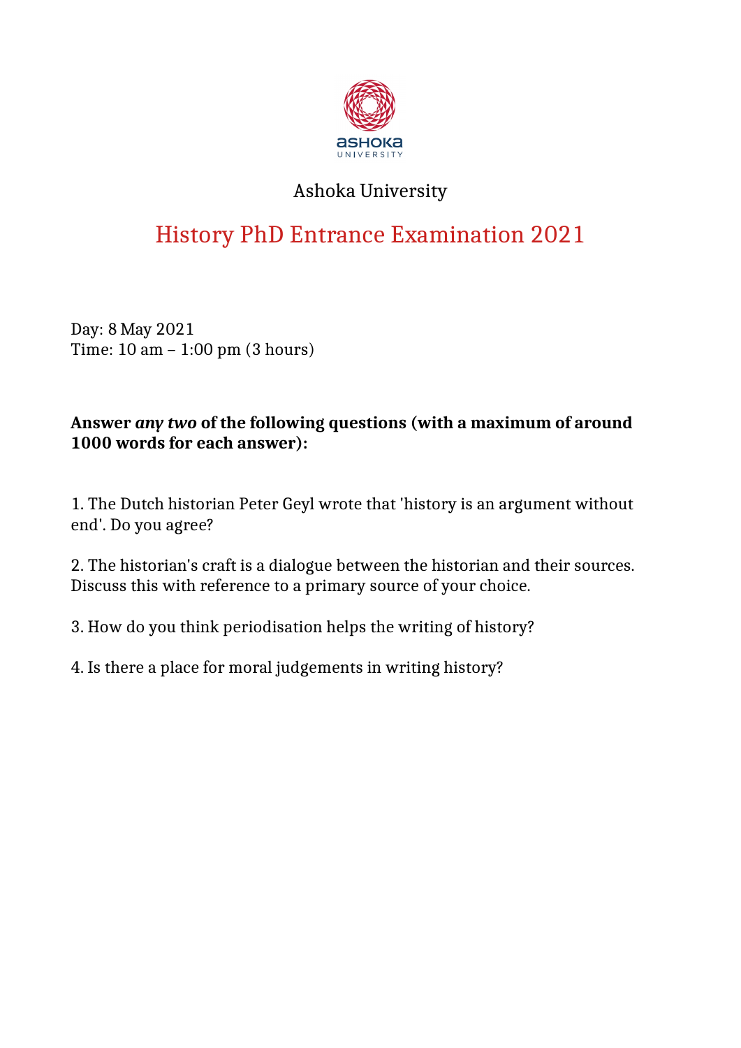Ashoka University

# History PhD Entrance Examination 2021

Day: 8 May 2021
Time: 10 am – 1:00 pm (3 hours)

**Answer *any two* of the following questions (with a maximum of around 1000 words for each answer):**

1. The Dutch historian Peter Geyl wrote that 'history is an argument without end'. Do you agree?

2. The historian's craft is a dialogue between the historian and their sources. Discuss this with reference to a primary source of your choice.

3. How do you think periodisation helps the writing of history?

4. Is there a place for moral judgements in writing history?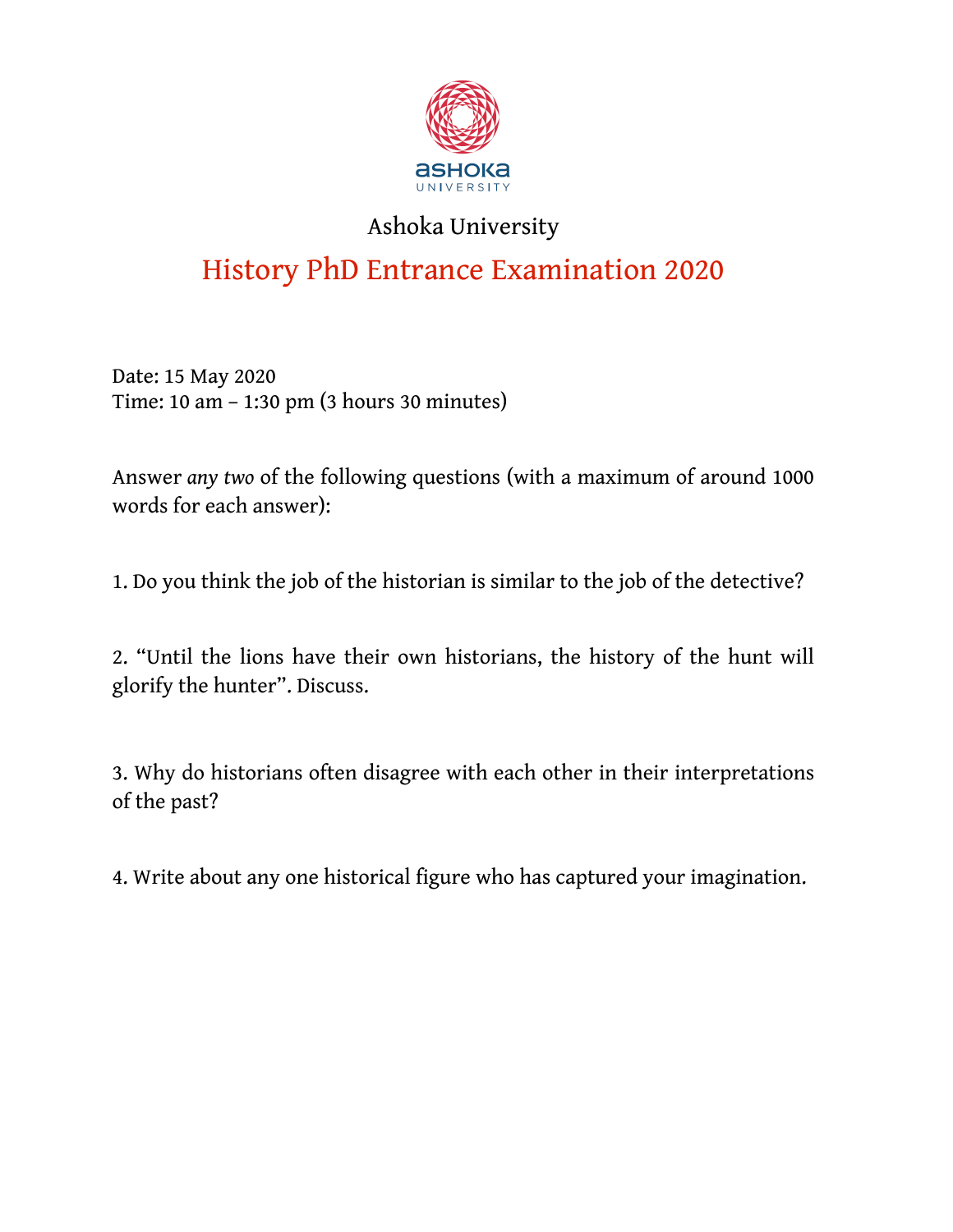Ashoka University

# History PhD Entrance Examination 2020

Date: 15 May 2020
Time: 10 am – 1:30 pm (3 hours 30 minutes)

Answer *any two* of the following questions (with a maximum of around 1000 words for each answer):

1. Do you think the job of the historian is similar to the job of the detective?

2. "Until the lions have their own historians, the history of the hunt will glorify the hunter". Discuss.

3. Why do historians often disagree with each other in their interpretations of the past?

4. Write about any one historical figure who has captured your imagination.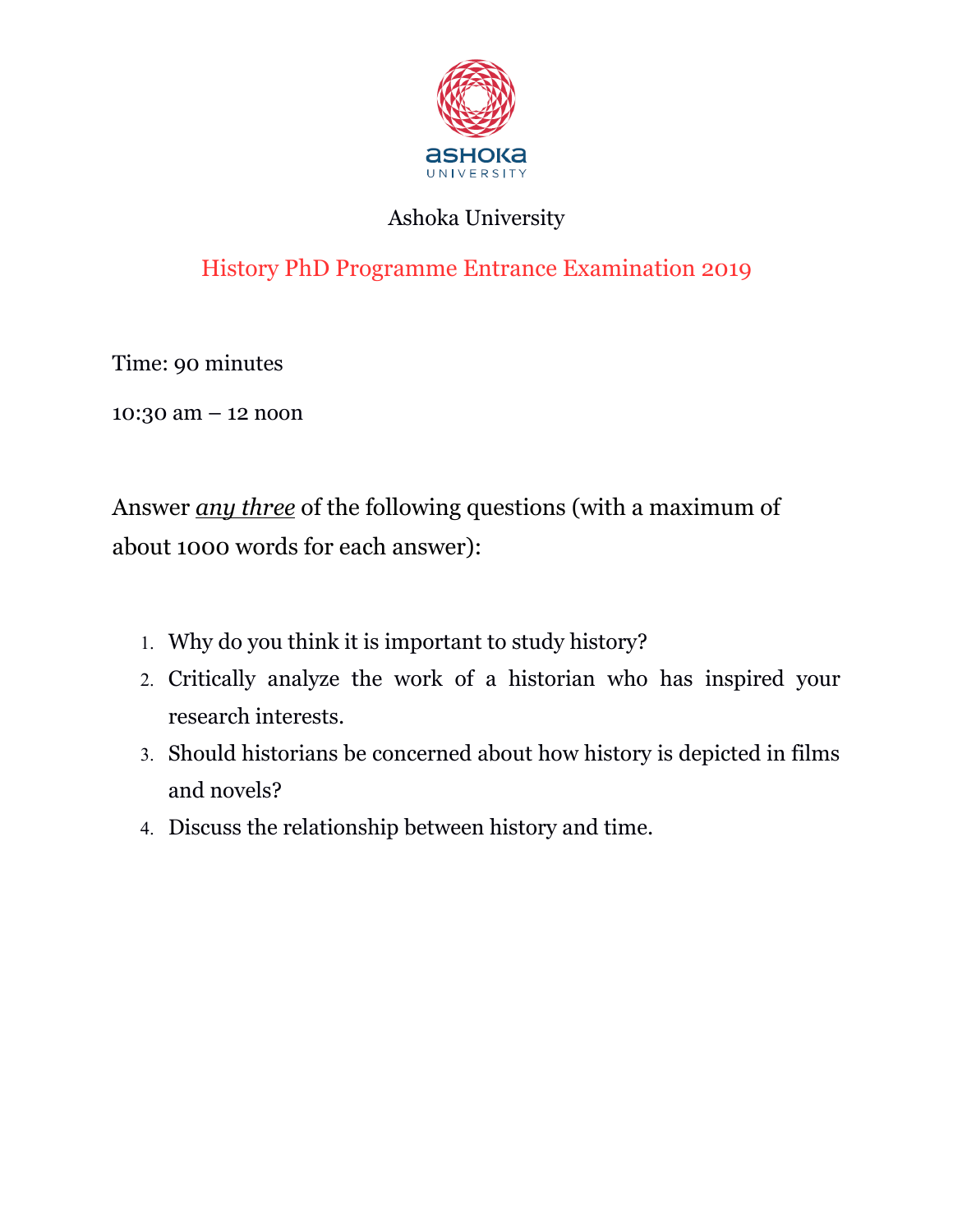Ashoka University

## History PhD Programme Entrance Examination 2019

Time: 90 minutes

10:30 am – 12 noon

Answer *any three* of the following questions (with a maximum of about 1000 words for each answer):

1. Why do you think it is important to study history?
2. Critically analyze the work of a historian who has inspired your research interests.
3. Should historians be concerned about how history is depicted in films and novels?
4. Discuss the relationship between history and time.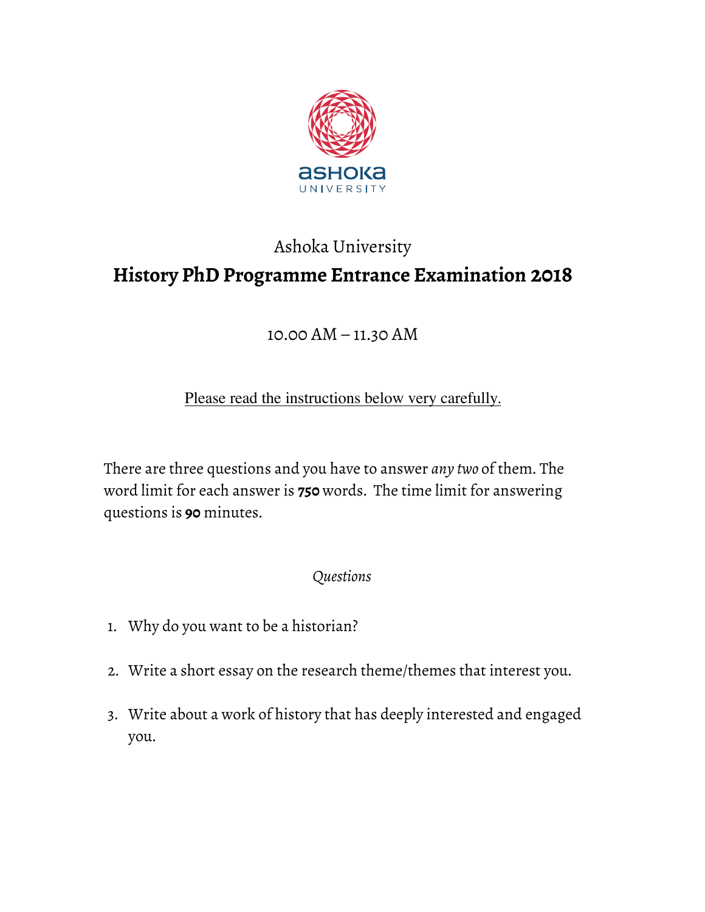ashoka
UNIVERSITY

Ashoka University

# History PhD Programme Entrance Examination 2018

10.00 AM – 11.30 AM

Please read the instructions below very carefully.

There are three questions and you have to answer *any two* of them. The word limit for each answer is **750** words. The time limit for answering questions is **90** minutes.

*Questions*

1. Why do you want to be a historian?

2. Write a short essay on the research theme/themes that interest you.

3. Write about a work of history that has deeply interested and engaged you.